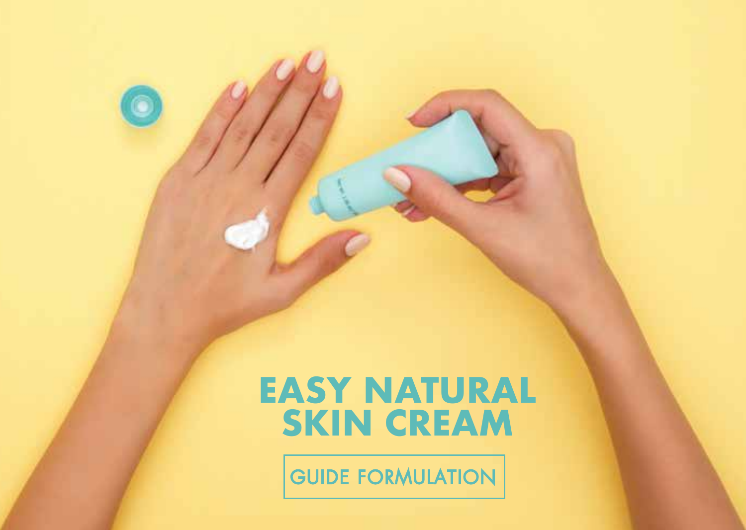# EASY NATURAL SKIN CREAM

GUIDE FORMULATION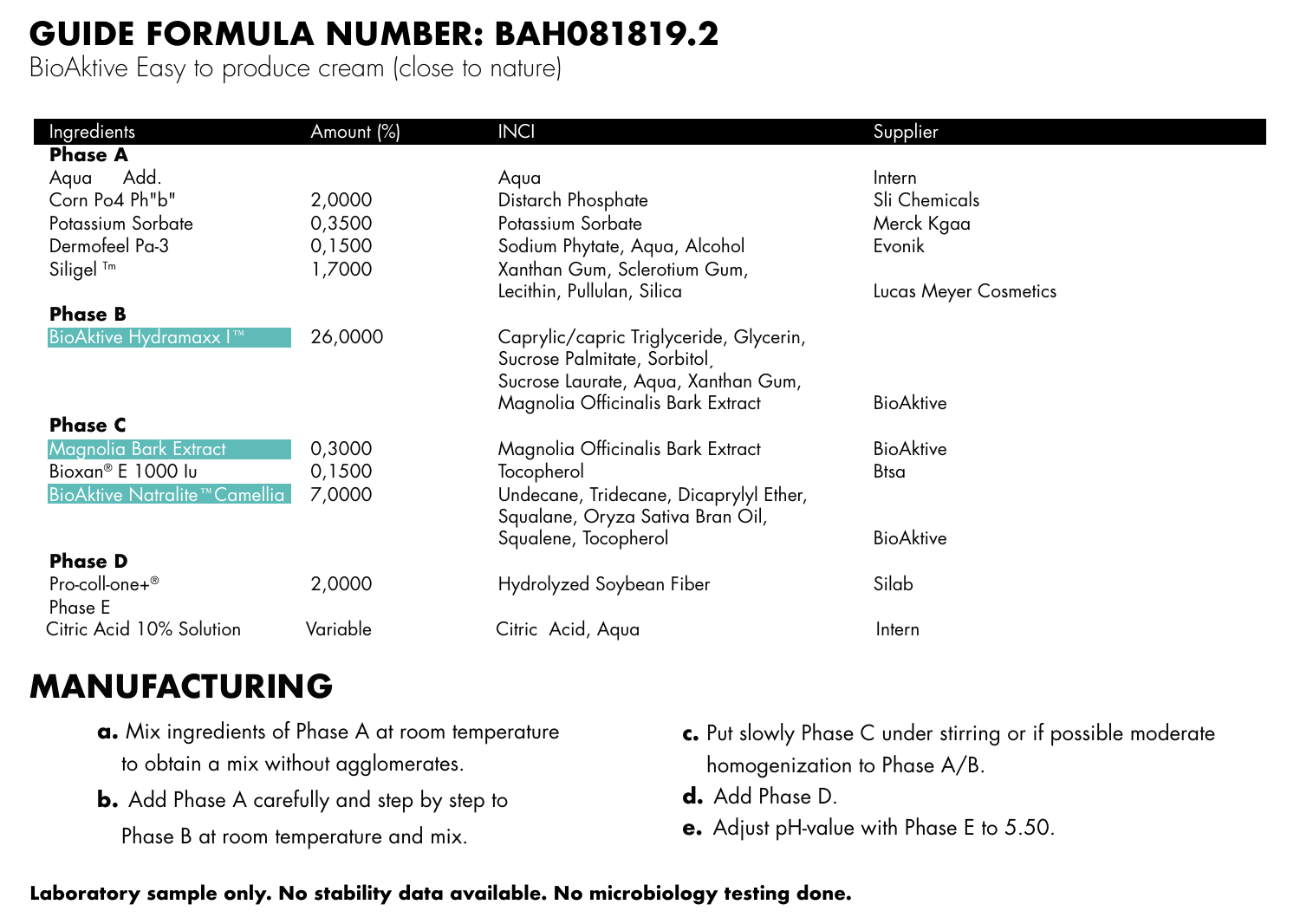# GUIDE FORMULA NUMBER: BAH081819.2

BioAktive Easy to produce cream (close to nature)

| Ingredients | Amount (%) | INCI | Supplier |
|---|---|---|---|
| **Phase A** | | | |
| Aqua | Add. | Aqua | Intern |
| Corn Po4 Ph"b" | 2,0000 | Distarch Phosphate | Sli Chemicals |
| Potassium Sorbate | 0,3500 | Potassium Sorbate | Merck Kgaa |
| Dermofeel Pa-3 | 0,1500 | Sodium Phytate, Aqua, Alcohol | Evonik |
| Siligel ™ | 1,7000 | Xanthan Gum, Sclerotium Gum, Lecithin, Pullulan, Silica | Lucas Meyer Cosmetics |
| **Phase B** | | | |
| BioAktive Hydramaxx I™ | 26,0000 | Caprylic/capric Triglyceride, Glycerin, Sucrose Palmitate, Sorbitol, Sucrose Laurate, Aqua, Xanthan Gum, Magnolia Officinalis Bark Extract | BioAktive |
| **Phase C** | | | |
| Magnolia Bark Extract | 0,3000 | Magnolia Officinalis Bark Extract | BioAktive |
| Bioxan® E 1000 Iu | 0,1500 | Tocopherol | Btsa |
| BioAktive Natralite™ Camellia | 7,0000 | Undecane, Tridecane, Dicaprylyl Ether, Squalane, Oryza Sativa Bran Oil, Squalene, Tocopherol | BioAktive |
| **Phase D** | | | |
| Pro-coll-one+® | 2,0000 | Hydrolyzed Soybean Fiber | Silab |
| Phase E | | | |
| Citric Acid 10% Solution | Variable | Citric Acid, Aqua | Intern |

## MANUFACTURING

**a.** Mix ingredients of Phase A at room temperature to obtain a mix without agglomerates.

**b.** Add Phase A carefully and step by step to Phase B at room temperature and mix.

**c.** Put slowly Phase C under stirring or if possible moderate homogenization to Phase A/B.

**d.** Add Phase D.

**e.** Adjust pH-value with Phase E to 5.50.

**Laboratory sample only. No stability data available. No microbiology testing done.**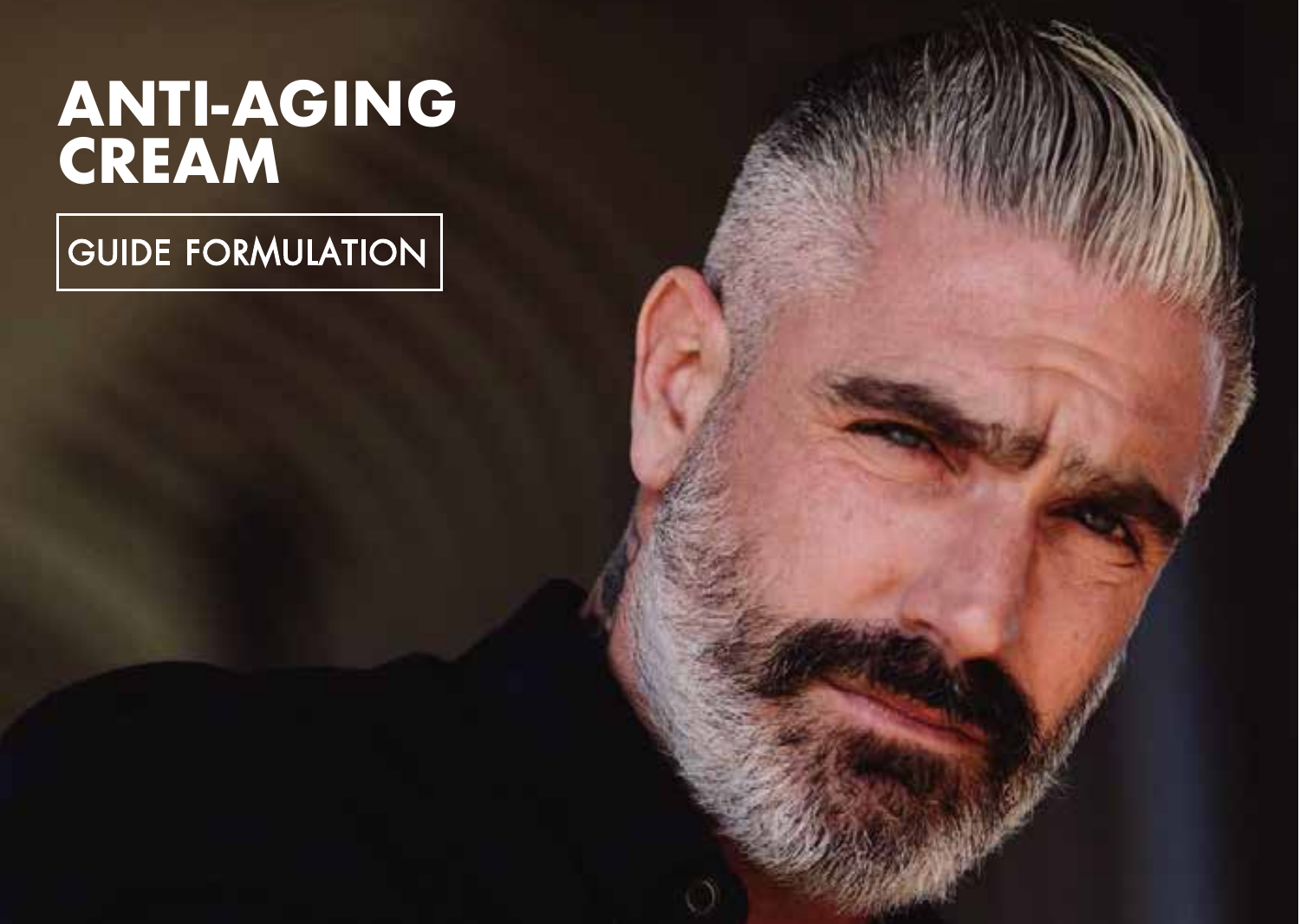# ANTI-AGING CREAM

GUIDE FORMULATION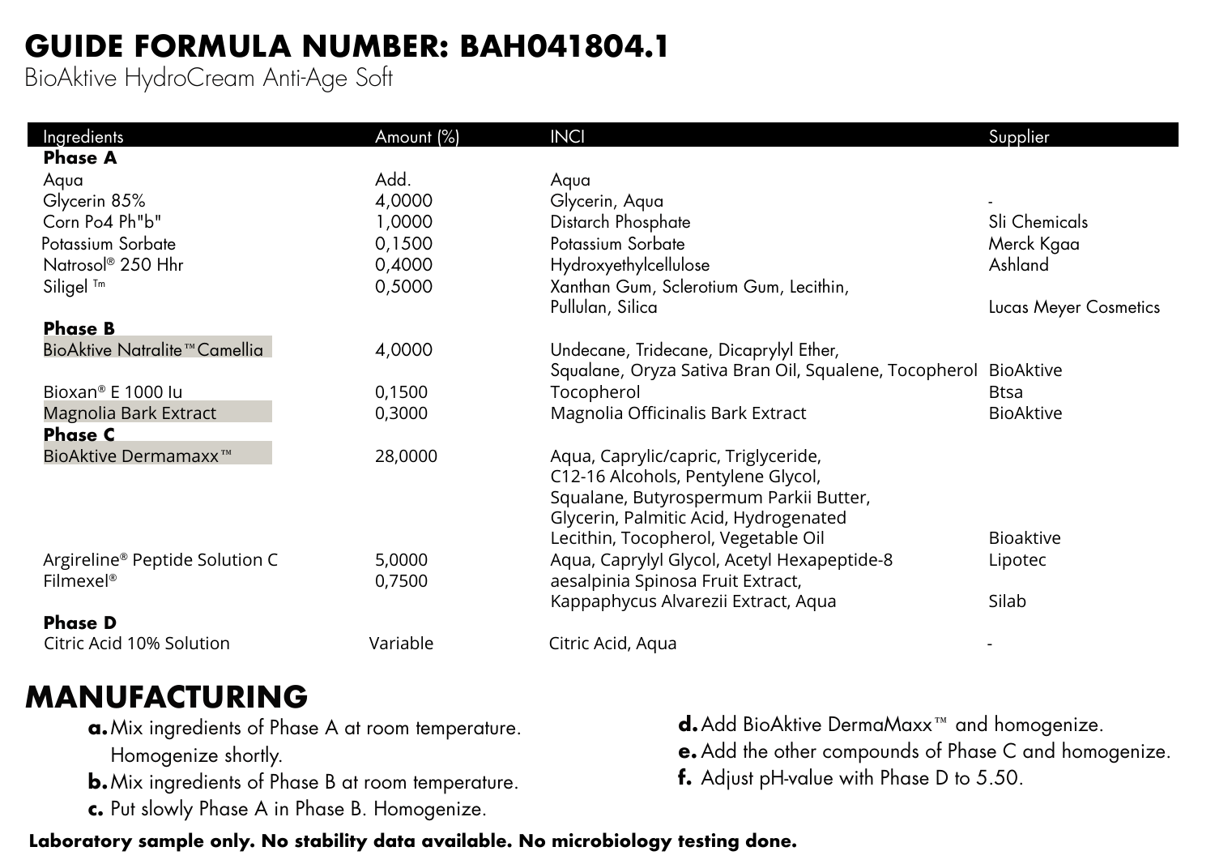# GUIDE FORMULA NUMBER: BAH041804.1

BioAktive HydroCream Anti-Age Soft

| Ingredients | Amount (%) | INCI | Supplier |
|---|---|---|---|
| **Phase A** | | | |
| Aqua | Add. | Aqua | |
| Glycerin 85% | 4,0000 | Glycerin, Aqua | - |
| Corn Po4 Ph"b" | 1,0000 | Distarch Phosphate | Sli Chemicals |
| Potassium Sorbate | 0,1500 | Potassium Sorbate | Merck Kgaa |
| Natrosol® 250 Hhr | 0,4000 | Hydroxyethylcellulose | Ashland |
| Siligel ™ | 0,5000 | Xanthan Gum, Sclerotium Gum, Lecithin, Pullulan, Silica | Lucas Meyer Cosmetics |
| **Phase B** | | | |
| BioAktive Natralite™ Camellia | 4,0000 | Undecane, Tridecane, Dicaprylyl Ether, Squalane, Oryza Sativa Bran Oil, Squalene, Tocopherol | BioAktive |
| Bioxan® E 1000 Iu | 0,1500 | Tocopherol | Btsa |
| Magnolia Bark Extract | 0,3000 | Magnolia Officinalis Bark Extract | BioAktive |
| **Phase C** | | | |
| BioAktive Dermamaxx™ | 28,0000 | Aqua, Caprylic/capric, Triglyceride, C12-16 Alcohols, Pentylene Glycol, Squalane, Butyrospermum Parkii Butter, Glycerin, Palmitic Acid, Hydrogenated Lecithin, Tocopherol, Vegetable Oil | Bioaktive |
| Argireline® Peptide Solution C | 5,0000 | Aqua, Caprylyl Glycol, Acetyl Hexapeptide-8 | Lipotec |
| Filmexel® | 0,7500 | aesalpinia Spinosa Fruit Extract, Kappaphycus Alvarezii Extract, Aqua | Silab |
| **Phase D** | | | |
| Citric Acid 10% Solution | Variable | Citric Acid, Aqua | - |

# MANUFACTURING

**a.** Mix ingredients of Phase A at room temperature. Homogenize shortly.
**b.** Mix ingredients of Phase B at room temperature.
**c.** Put slowly Phase A in Phase B. Homogenize.
**d.** Add BioAktive DermaMaxx™ and homogenize.
**e.** Add the other compounds of Phase C and homogenize.
**f.** Adjust pH-value with Phase D to 5.50.

**Laboratory sample only. No stability data available. No microbiology testing done.**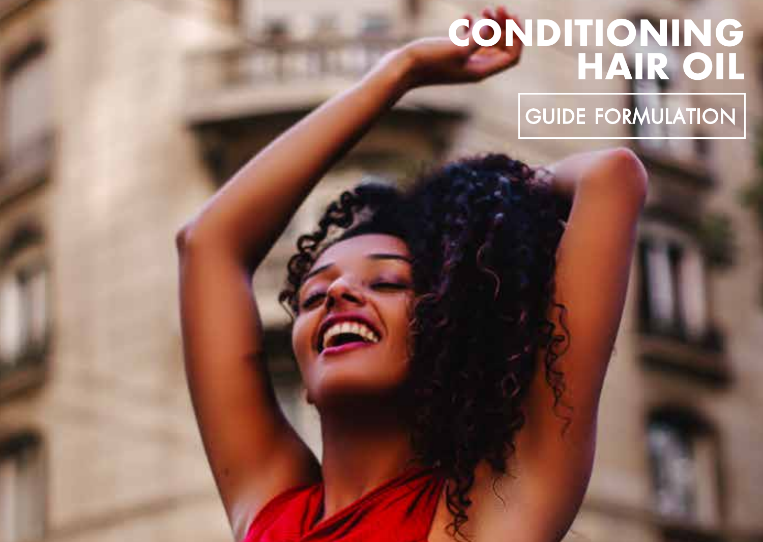# CONDITIONING HAIR OIL

## GUIDE FORMULATION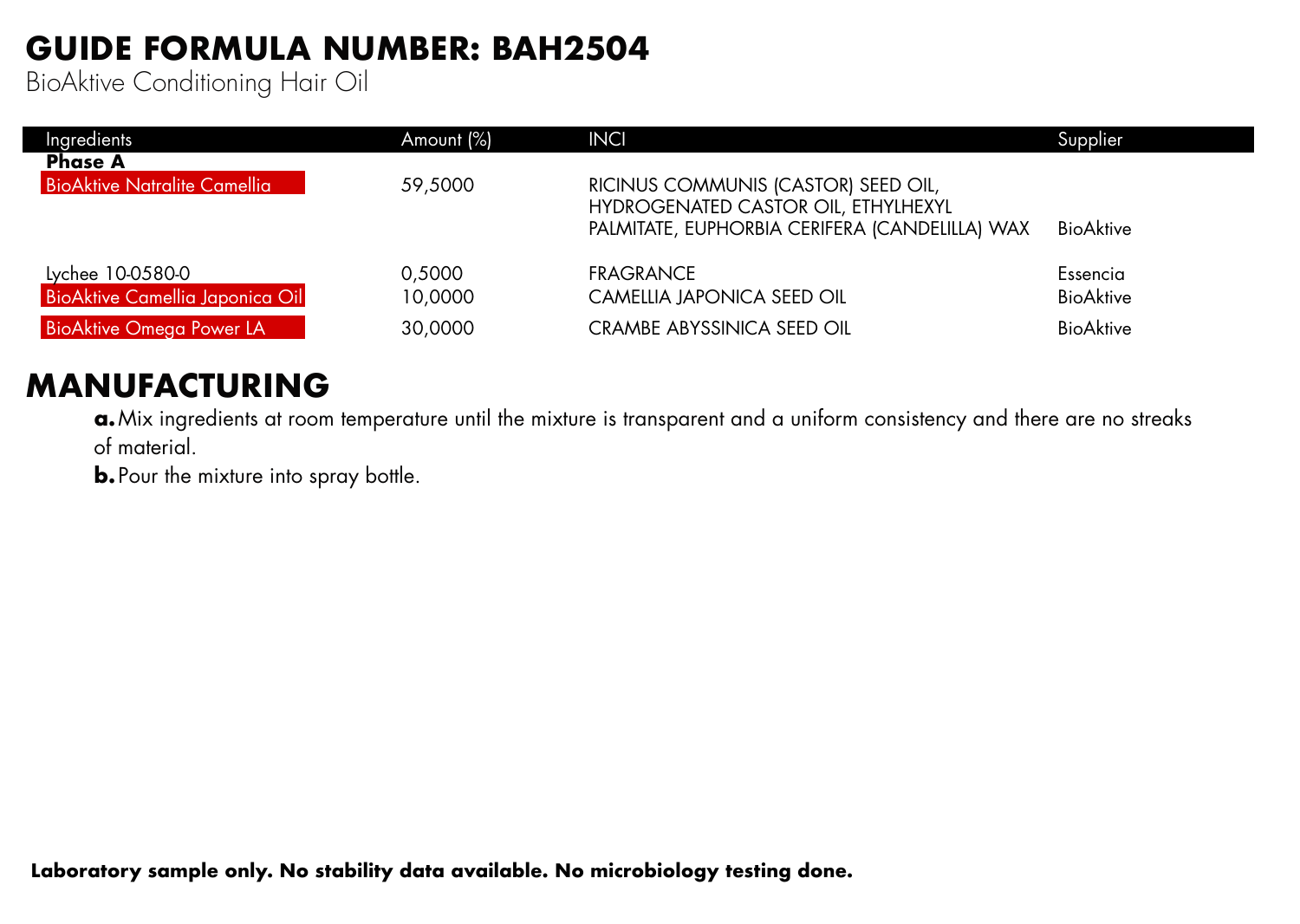# GUIDE FORMULA NUMBER: BAH2504

BioAktive Conditioning Hair Oil

| Ingredients | Amount (%) | INCI | Supplier |
| --- | --- | --- | --- |
| **Phase A** | | | |
| BioAktive Natralite Camellia | 59,5000 | RICINUS COMMUNIS (CASTOR) SEED OIL, HYDROGENATED CASTOR OIL, ETHYLHEXYL PALMITATE, EUPHORBIA CERIFERA (CANDELILLA) WAX | BioAktive |
| Lychee 10-0580-0 | 0,5000 | FRAGRANCE | Essencia |
| BioAktive Camellia Japonica Oil | 10,0000 | CAMELLIA JAPONICA SEED OIL | BioAktive |
| BioAktive Omega Power LA | 30,0000 | CRAMBE ABYSSINICA SEED OIL | BioAktive |

## MANUFACTURING

**a.** Mix ingredients at room temperature until the mixture is transparent and a uniform consistency and there are no streaks of material.

**b.** Pour the mixture into spray bottle.

**Laboratory sample only. No stability data available. No microbiology testing done.**